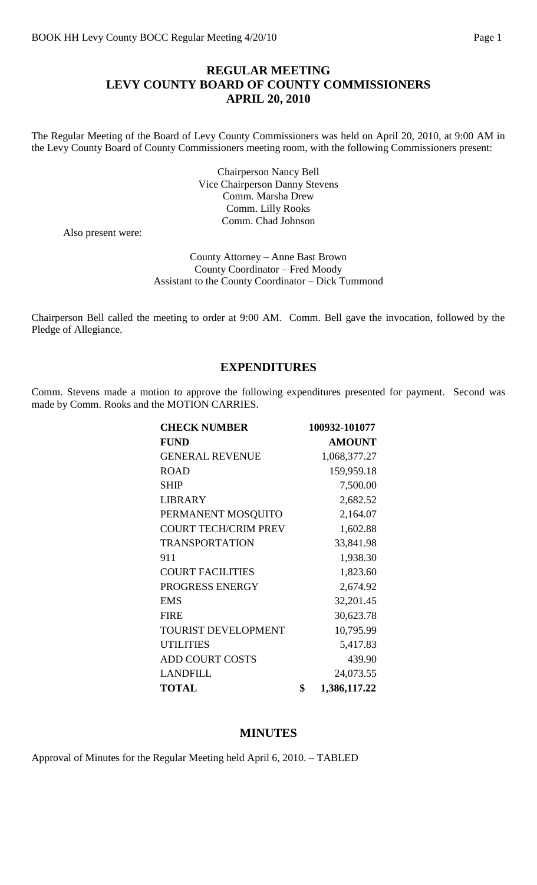# REGULAR MEETING
# LEVY COUNTY BOARD OF COUNTY COMMISSIONERS
# APRIL 20, 2010

The Regular Meeting of the Board of Levy County Commissioners was held on April 20, 2010, at 9:00 AM in the Levy County Board of County Commissioners meeting room, with the following Commissioners present:

Chairperson Nancy Bell
Vice Chairperson Danny Stevens
Comm. Marsha Drew
Comm. Lilly Rooks
Comm. Chad Johnson

Also present were:

County Attorney – Anne Bast Brown
County Coordinator – Fred Moody
Assistant to the County Coordinator – Dick Tummond

Chairperson Bell called the meeting to order at 9:00 AM. Comm. Bell gave the invocation, followed by the Pledge of Allegiance.

## EXPENDITURES

Comm. Stevens made a motion to approve the following expenditures presented for payment. Second was made by Comm. Rooks and the MOTION CARRIES.

| **CHECK NUMBER** | **100932-101077** |
|---|---|
| **FUND** | **AMOUNT** |
| GENERAL REVENUE | 1,068,377.27 |
| ROAD | 159,959.18 |
| SHIP | 7,500.00 |
| LIBRARY | 2,682.52 |
| PERMANENT MOSQUITO | 2,164.07 |
| COURT TECH/CRIM PREV | 1,602.88 |
| TRANSPORTATION | 33,841.98 |
| 911 | 1,938.30 |
| COURT FACILITIES | 1,823.60 |
| PROGRESS ENERGY | 2,674.92 |
| EMS | 32,201.45 |
| FIRE | 30,623.78 |
| TOURIST DEVELOPMENT | 10,795.99 |
| UTILITIES | 5,417.83 |
| ADD COURT COSTS | 439.90 |
| LANDFILL | 24,073.55 |
| **TOTAL** | **$ 1,386,117.22** |

## MINUTES

Approval of Minutes for the Regular Meeting held April 6, 2010. – TABLED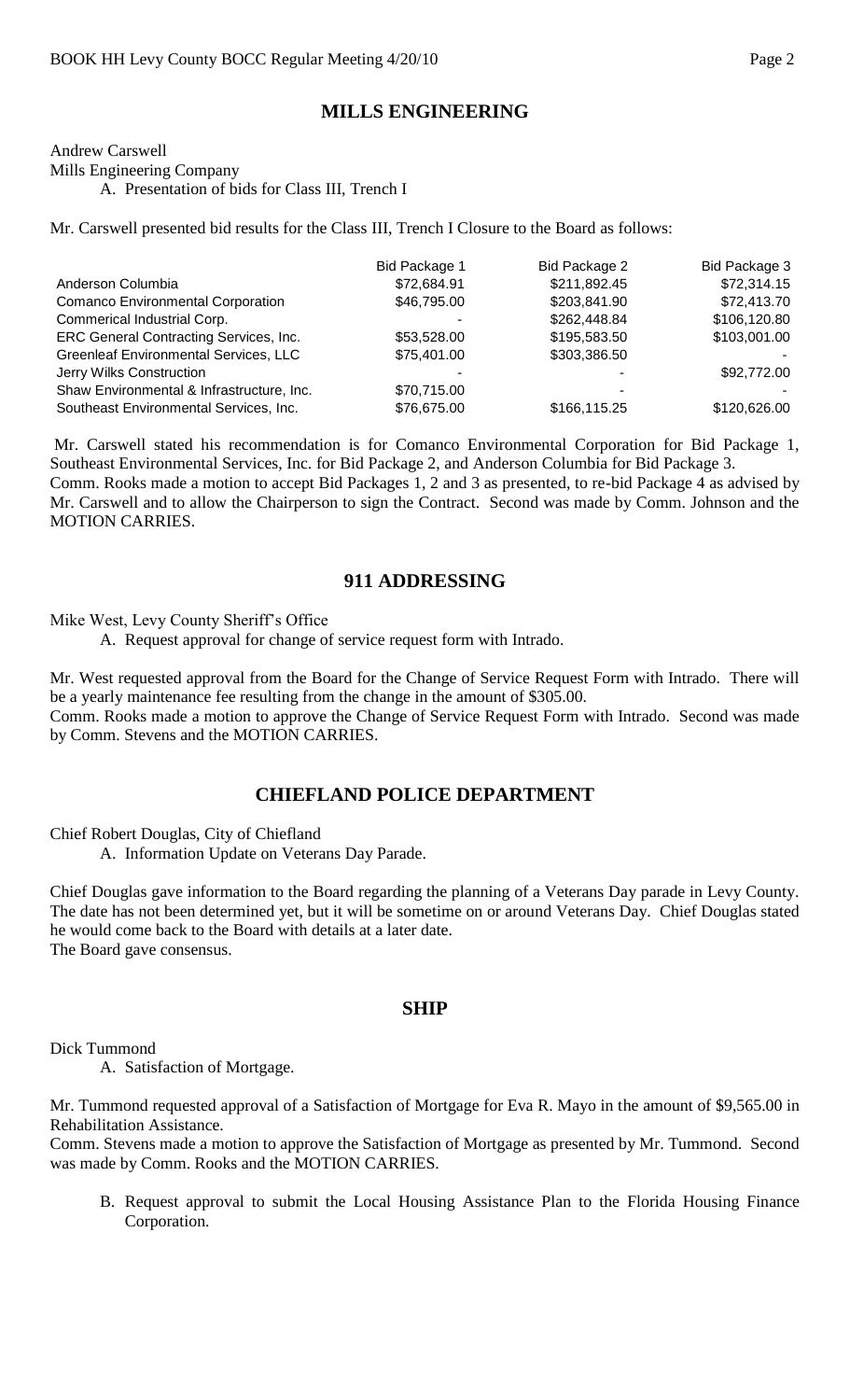## MILLS ENGINEERING

Andrew Carswell
Mills Engineering Company

A. Presentation of bids for Class III, Trench I

Mr. Carswell presented bid results for the Class III, Trench I Closure to the Board as follows:

| | Bid Package 1 | Bid Package 2 | Bid Package 3 |
|---|---|---|---|
| Anderson Columbia | $72,684.91 | $211,892.45 | $72,314.15 |
| Comanco Environmental Corporation | $46,795.00 | $203,841.90 | $72,413.70 |
| Commerical Industrial Corp. | - | $262,448.84 | $106,120.80 |
| ERC General Contracting Services, Inc. | $53,528.00 | $195,583.50 | $103,001.00 |
| Greenleaf Environmental Services, LLC | $75,401.00 | $303,386.50 | - |
| Jerry Wilks Construction | - | - | $92,772.00 |
| Shaw Environmental & Infrastructure, Inc. | $70,715.00 | - | - |
| Southeast Environmental Services, Inc. | $76,675.00 | $166,115.25 | $120,626.00 |

Mr. Carswell stated his recommendation is for Comanco Environmental Corporation for Bid Package 1, Southeast Environmental Services, Inc. for Bid Package 2, and Anderson Columbia for Bid Package 3.
Comm. Rooks made a motion to accept Bid Packages 1, 2 and 3 as presented, to re-bid Package 4 as advised by Mr. Carswell and to allow the Chairperson to sign the Contract. Second was made by Comm. Johnson and the MOTION CARRIES.

## 911 ADDRESSING

Mike West, Levy County Sheriff's Office

A. Request approval for change of service request form with Intrado.

Mr. West requested approval from the Board for the Change of Service Request Form with Intrado. There will be a yearly maintenance fee resulting from the change in the amount of $305.00.
Comm. Rooks made a motion to approve the Change of Service Request Form with Intrado. Second was made by Comm. Stevens and the MOTION CARRIES.

## CHIEFLAND POLICE DEPARTMENT

Chief Robert Douglas, City of Chiefland

A. Information Update on Veterans Day Parade.

Chief Douglas gave information to the Board regarding the planning of a Veterans Day parade in Levy County. The date has not been determined yet, but it will be sometime on or around Veterans Day. Chief Douglas stated he would come back to the Board with details at a later date.
The Board gave consensus.

## SHIP

Dick Tummond

A. Satisfaction of Mortgage.

Mr. Tummond requested approval of a Satisfaction of Mortgage for Eva R. Mayo in the amount of $9,565.00 in Rehabilitation Assistance.
Comm. Stevens made a motion to approve the Satisfaction of Mortgage as presented by Mr. Tummond. Second was made by Comm. Rooks and the MOTION CARRIES.

B. Request approval to submit the Local Housing Assistance Plan to the Florida Housing Finance Corporation.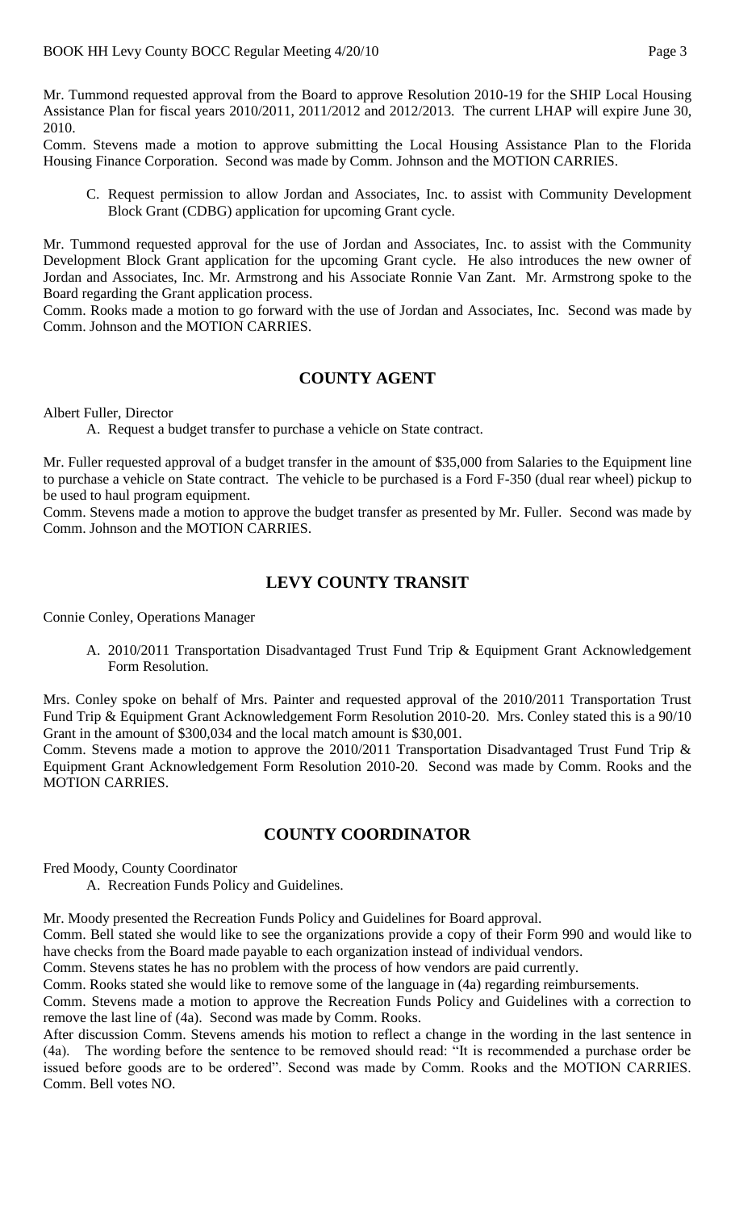Mr. Tummond requested approval from the Board to approve Resolution 2010-19 for the SHIP Local Housing Assistance Plan for fiscal years 2010/2011, 2011/2012 and 2012/2013. The current LHAP will expire June 30, 2010.

Comm. Stevens made a motion to approve submitting the Local Housing Assistance Plan to the Florida Housing Finance Corporation. Second was made by Comm. Johnson and the MOTION CARRIES.

C. Request permission to allow Jordan and Associates, Inc. to assist with Community Development Block Grant (CDBG) application for upcoming Grant cycle.

Mr. Tummond requested approval for the use of Jordan and Associates, Inc. to assist with the Community Development Block Grant application for the upcoming Grant cycle. He also introduces the new owner of Jordan and Associates, Inc. Mr. Armstrong and his Associate Ronnie Van Zant. Mr. Armstrong spoke to the Board regarding the Grant application process.

Comm. Rooks made a motion to go forward with the use of Jordan and Associates, Inc. Second was made by Comm. Johnson and the MOTION CARRIES.

## COUNTY AGENT

Albert Fuller, Director

A. Request a budget transfer to purchase a vehicle on State contract.

Mr. Fuller requested approval of a budget transfer in the amount of $35,000 from Salaries to the Equipment line to purchase a vehicle on State contract. The vehicle to be purchased is a Ford F-350 (dual rear wheel) pickup to be used to haul program equipment.

Comm. Stevens made a motion to approve the budget transfer as presented by Mr. Fuller. Second was made by Comm. Johnson and the MOTION CARRIES.

## LEVY COUNTY TRANSIT

Connie Conley, Operations Manager

A. 2010/2011 Transportation Disadvantaged Trust Fund Trip & Equipment Grant Acknowledgement Form Resolution.

Mrs. Conley spoke on behalf of Mrs. Painter and requested approval of the 2010/2011 Transportation Trust Fund Trip & Equipment Grant Acknowledgement Form Resolution 2010-20. Mrs. Conley stated this is a 90/10 Grant in the amount of $300,034 and the local match amount is $30,001.

Comm. Stevens made a motion to approve the 2010/2011 Transportation Disadvantaged Trust Fund Trip & Equipment Grant Acknowledgement Form Resolution 2010-20. Second was made by Comm. Rooks and the MOTION CARRIES.

## COUNTY COORDINATOR

Fred Moody, County Coordinator

A. Recreation Funds Policy and Guidelines.

Mr. Moody presented the Recreation Funds Policy and Guidelines for Board approval.

Comm. Bell stated she would like to see the organizations provide a copy of their Form 990 and would like to have checks from the Board made payable to each organization instead of individual vendors.

Comm. Stevens states he has no problem with the process of how vendors are paid currently.

Comm. Rooks stated she would like to remove some of the language in (4a) regarding reimbursements.

Comm. Stevens made a motion to approve the Recreation Funds Policy and Guidelines with a correction to remove the last line of (4a). Second was made by Comm. Rooks.

After discussion Comm. Stevens amends his motion to reflect a change in the wording in the last sentence in (4a). The wording before the sentence to be removed should read: "It is recommended a purchase order be issued before goods are to be ordered". Second was made by Comm. Rooks and the MOTION CARRIES. Comm. Bell votes NO.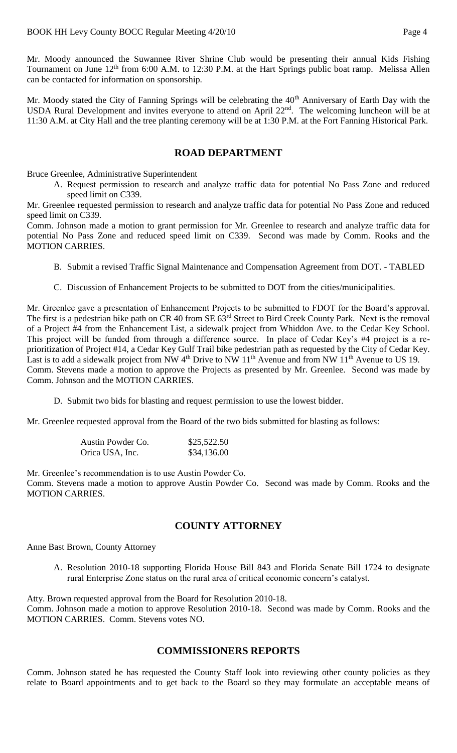Mr. Moody announced the Suwannee River Shrine Club would be presenting their annual Kids Fishing Tournament on June 12th from 6:00 A.M. to 12:30 P.M. at the Hart Springs public boat ramp. Melissa Allen can be contacted for information on sponsorship.

Mr. Moody stated the City of Fanning Springs will be celebrating the 40th Anniversary of Earth Day with the USDA Rural Development and invites everyone to attend on April 22nd. The welcoming luncheon will be at 11:30 A.M. at City Hall and the tree planting ceremony will be at 1:30 P.M. at the Fort Fanning Historical Park.

## ROAD DEPARTMENT

Bruce Greenlee, Administrative Superintendent

A. Request permission to research and analyze traffic data for potential No Pass Zone and reduced speed limit on C339.

Mr. Greenlee requested permission to research and analyze traffic data for potential No Pass Zone and reduced speed limit on C339.

Comm. Johnson made a motion to grant permission for Mr. Greenlee to research and analyze traffic data for potential No Pass Zone and reduced speed limit on C339. Second was made by Comm. Rooks and the MOTION CARRIES.

B. Submit a revised Traffic Signal Maintenance and Compensation Agreement from DOT. - TABLED

C. Discussion of Enhancement Projects to be submitted to DOT from the cities/municipalities.

Mr. Greenlee gave a presentation of Enhancement Projects to be submitted to FDOT for the Board's approval. The first is a pedestrian bike path on CR 40 from SE 63rd Street to Bird Creek County Park. Next is the removal of a Project #4 from the Enhancement List, a sidewalk project from Whiddon Ave. to the Cedar Key School. This project will be funded from through a difference source. In place of Cedar Key's #4 project is a re-prioritization of Project #14, a Cedar Key Gulf Trail bike pedestrian path as requested by the City of Cedar Key. Last is to add a sidewalk project from NW 4th Drive to NW 11th Avenue and from NW 11th Avenue to US 19.

Comm. Stevens made a motion to approve the Projects as presented by Mr. Greenlee. Second was made by Comm. Johnson and the MOTION CARRIES.

D. Submit two bids for blasting and request permission to use the lowest bidder.

Mr. Greenlee requested approval from the Board of the two bids submitted for blasting as follows:

| | |
|---|---|
| Austin Powder Co. | \$25,522.50 |
| Orica USA, Inc. | \$34,136.00 |

Mr. Greenlee's recommendation is to use Austin Powder Co.

Comm. Stevens made a motion to approve Austin Powder Co. Second was made by Comm. Rooks and the MOTION CARRIES.

## COUNTY ATTORNEY

Anne Bast Brown, County Attorney

A. Resolution 2010-18 supporting Florida House Bill 843 and Florida Senate Bill 1724 to designate rural Enterprise Zone status on the rural area of critical economic concern's catalyst.

Atty. Brown requested approval from the Board for Resolution 2010-18.

Comm. Johnson made a motion to approve Resolution 2010-18. Second was made by Comm. Rooks and the MOTION CARRIES. Comm. Stevens votes NO.

## COMMISSIONERS REPORTS

Comm. Johnson stated he has requested the County Staff look into reviewing other county policies as they relate to Board appointments and to get back to the Board so they may formulate an acceptable means of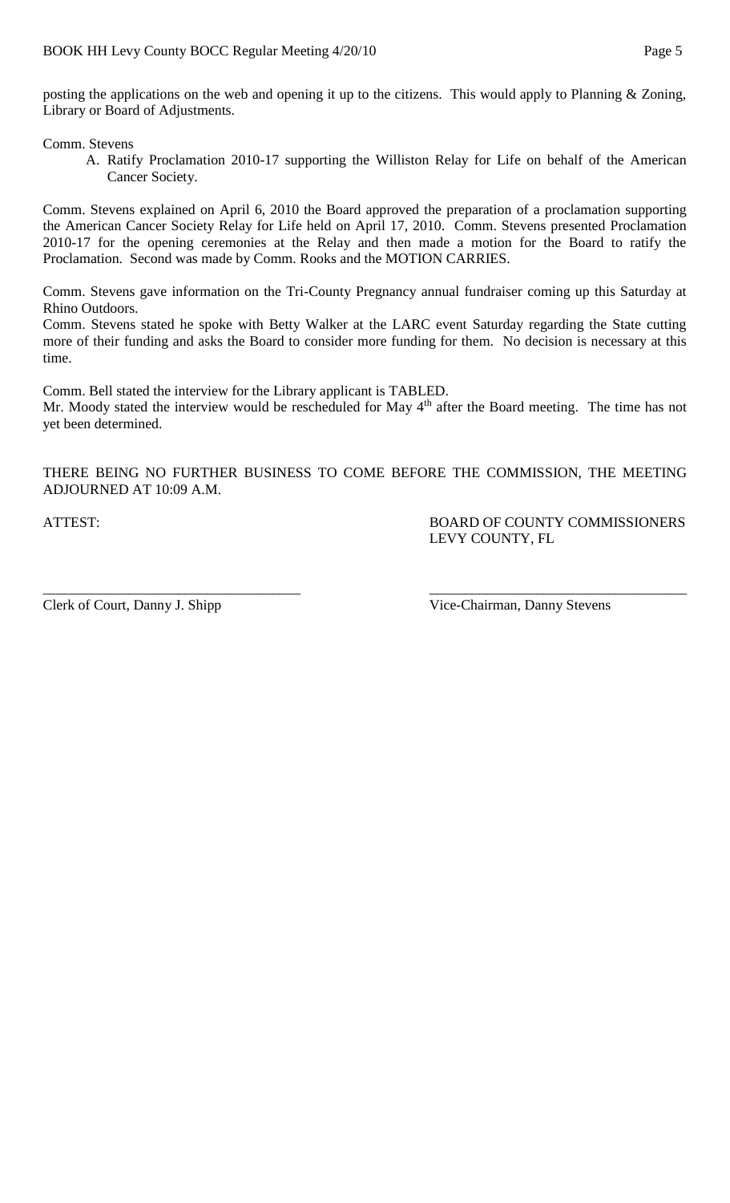posting the applications on the web and opening it up to the citizens. This would apply to Planning & Zoning, Library or Board of Adjustments.

Comm. Stevens

A. Ratify Proclamation 2010-17 supporting the Williston Relay for Life on behalf of the American Cancer Society.

Comm. Stevens explained on April 6, 2010 the Board approved the preparation of a proclamation supporting the American Cancer Society Relay for Life held on April 17, 2010. Comm. Stevens presented Proclamation 2010-17 for the opening ceremonies at the Relay and then made a motion for the Board to ratify the Proclamation. Second was made by Comm. Rooks and the MOTION CARRIES.

Comm. Stevens gave information on the Tri-County Pregnancy annual fundraiser coming up this Saturday at Rhino Outdoors.

Comm. Stevens stated he spoke with Betty Walker at the LARC event Saturday regarding the State cutting more of their funding and asks the Board to consider more funding for them. No decision is necessary at this time.

Comm. Bell stated the interview for the Library applicant is TABLED.

Mr. Moody stated the interview would be rescheduled for May 4th after the Board meeting. The time has not yet been determined.

THERE BEING NO FURTHER BUSINESS TO COME BEFORE THE COMMISSION, THE MEETING ADJOURNED AT 10:09 A.M.

ATTEST:

BOARD OF COUNTY COMMISSIONERS
LEVY COUNTY, FL

___________________________________

Clerk of Court, Danny J. Shipp

___________________________________

Vice-Chairman, Danny Stevens